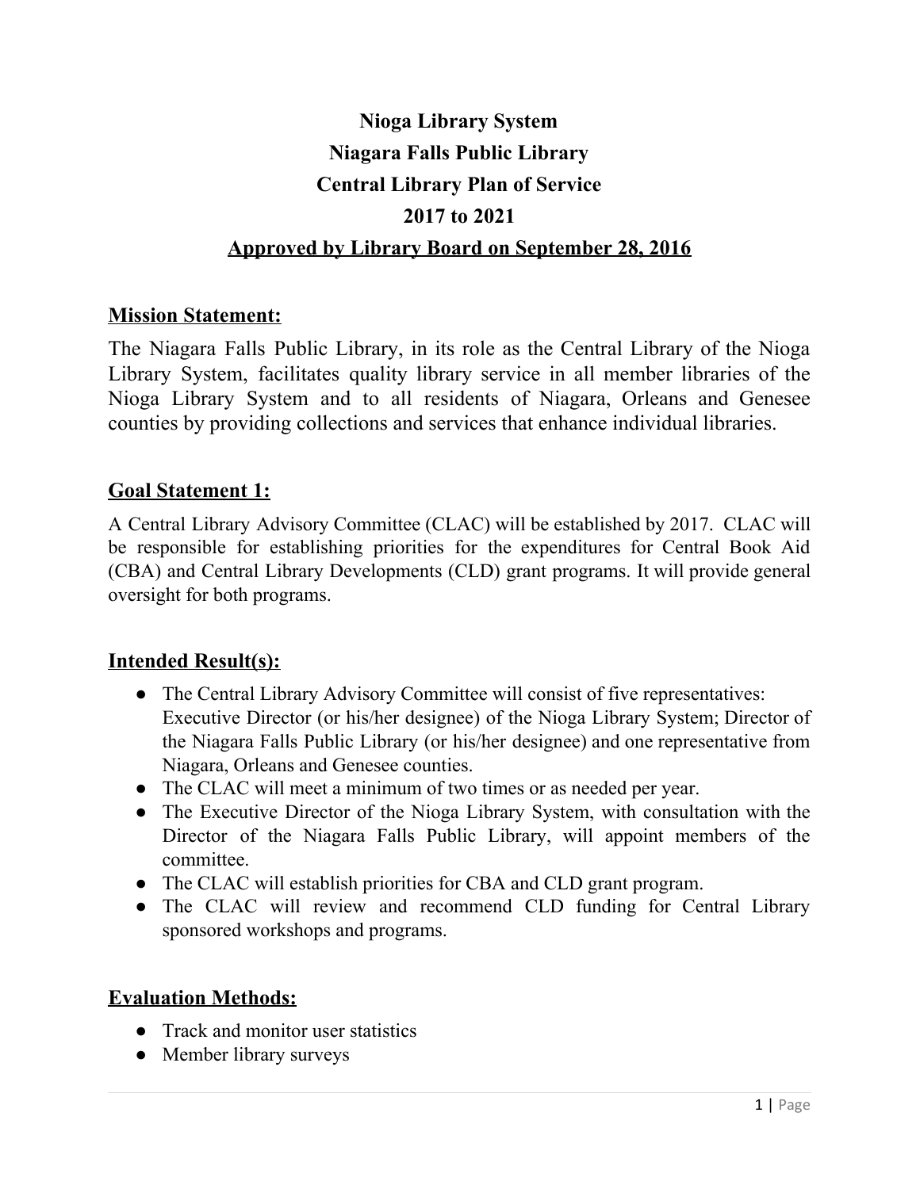# Nioga Library System
# Niagara Falls Public Library
# Central Library Plan of Service
# 2017 to 2021
## Approved by Library Board on September 28, 2016

## Mission Statement:

The Niagara Falls Public Library, in its role as the Central Library of the Nioga Library System, facilitates quality library service in all member libraries of the Nioga Library System and to all residents of Niagara, Orleans and Genesee counties by providing collections and services that enhance individual libraries.

## Goal Statement 1:

A Central Library Advisory Committee (CLAC) will be established by 2017. CLAC will be responsible for establishing priorities for the expenditures for Central Book Aid (CBA) and Central Library Developments (CLD) grant programs. It will provide general oversight for both programs.

## Intended Result(s):

- The Central Library Advisory Committee will consist of five representatives: Executive Director (or his/her designee) of the Nioga Library System; Director of the Niagara Falls Public Library (or his/her designee) and one representative from Niagara, Orleans and Genesee counties.
- The CLAC will meet a minimum of two times or as needed per year.
- The Executive Director of the Nioga Library System, with consultation with the Director of the Niagara Falls Public Library, will appoint members of the committee.
- The CLAC will establish priorities for CBA and CLD grant program.
- The CLAC will review and recommend CLD funding for Central Library sponsored workshops and programs.

## Evaluation Methods:

- Track and monitor user statistics
- Member library surveys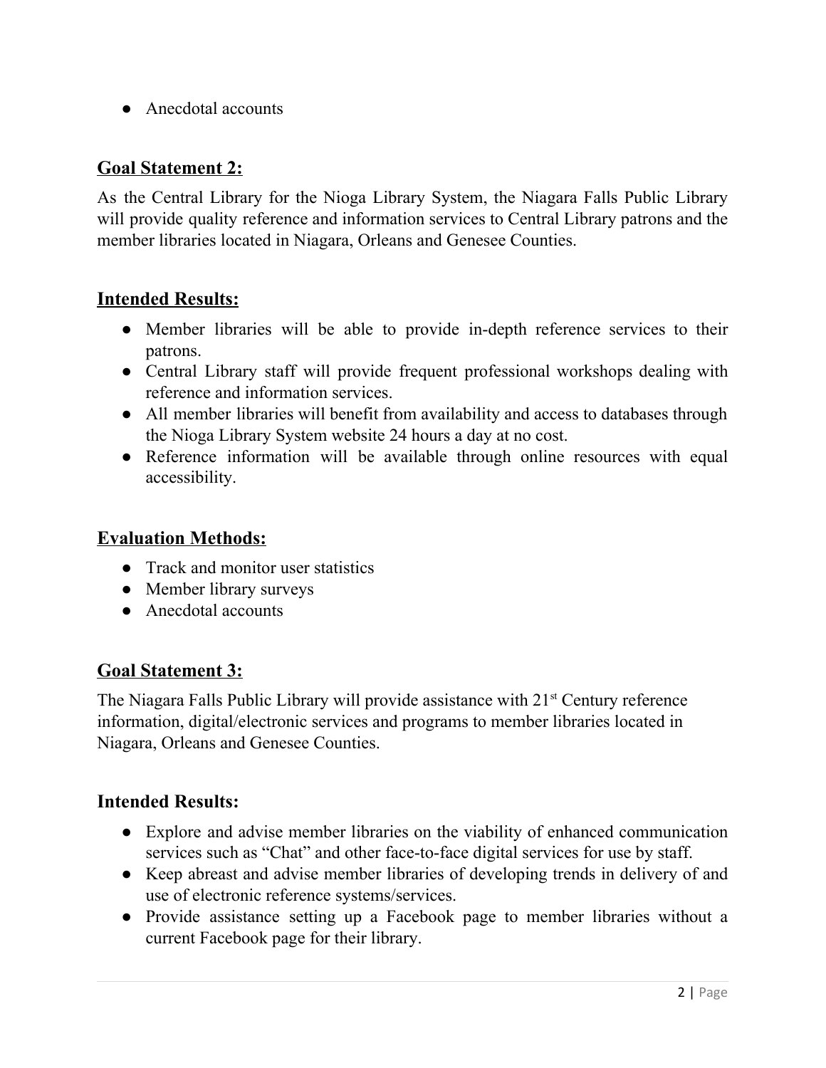- Anecdotal accounts

## Goal Statement 2:

As the Central Library for the Nioga Library System, the Niagara Falls Public Library will provide quality reference and information services to Central Library patrons and the member libraries located in Niagara, Orleans and Genesee Counties.

## Intended Results:

- Member libraries will be able to provide in-depth reference services to their patrons.
- Central Library staff will provide frequent professional workshops dealing with reference and information services.
- All member libraries will benefit from availability and access to databases through the Nioga Library System website 24 hours a day at no cost.
- Reference information will be available through online resources with equal accessibility.

## Evaluation Methods:

- Track and monitor user statistics
- Member library surveys
- Anecdotal accounts

## Goal Statement 3:

The Niagara Falls Public Library will provide assistance with 21st Century reference information, digital/electronic services and programs to member libraries located in Niagara, Orleans and Genesee Counties.

## Intended Results:

- Explore and advise member libraries on the viability of enhanced communication services such as "Chat" and other face-to-face digital services for use by staff.
- Keep abreast and advise member libraries of developing trends in delivery of and use of electronic reference systems/services.
- Provide assistance setting up a Facebook page to member libraries without a current Facebook page for their library.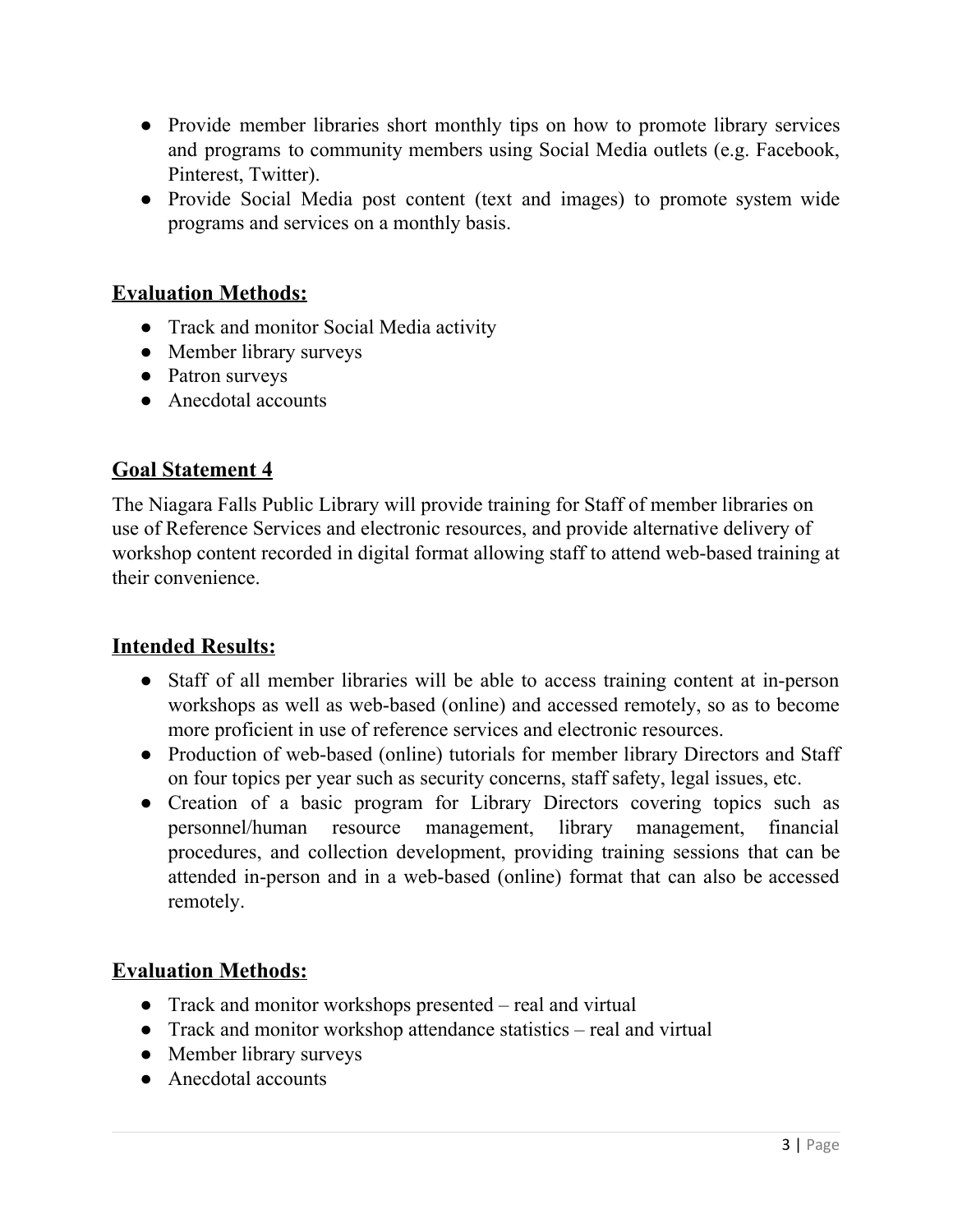- Provide member libraries short monthly tips on how to promote library services and programs to community members using Social Media outlets (e.g. Facebook, Pinterest, Twitter).
- Provide Social Media post content (text and images) to promote system wide programs and services on a monthly basis.

## Evaluation Methods:

- Track and monitor Social Media activity
- Member library surveys
- Patron surveys
- Anecdotal accounts

## Goal Statement 4

The Niagara Falls Public Library will provide training for Staff of member libraries on use of Reference Services and electronic resources, and provide alternative delivery of workshop content recorded in digital format allowing staff to attend web-based training at their convenience.

## Intended Results:

- Staff of all member libraries will be able to access training content at in-person workshops as well as web-based (online) and accessed remotely, so as to become more proficient in use of reference services and electronic resources.
- Production of web-based (online) tutorials for member library Directors and Staff on four topics per year such as security concerns, staff safety, legal issues, etc.
- Creation of a basic program for Library Directors covering topics such as personnel/human resource management, library management, financial procedures, and collection development, providing training sessions that can be attended in-person and in a web-based (online) format that can also be accessed remotely.

## Evaluation Methods:

- Track and monitor workshops presented – real and virtual
- Track and monitor workshop attendance statistics – real and virtual
- Member library surveys
- Anecdotal accounts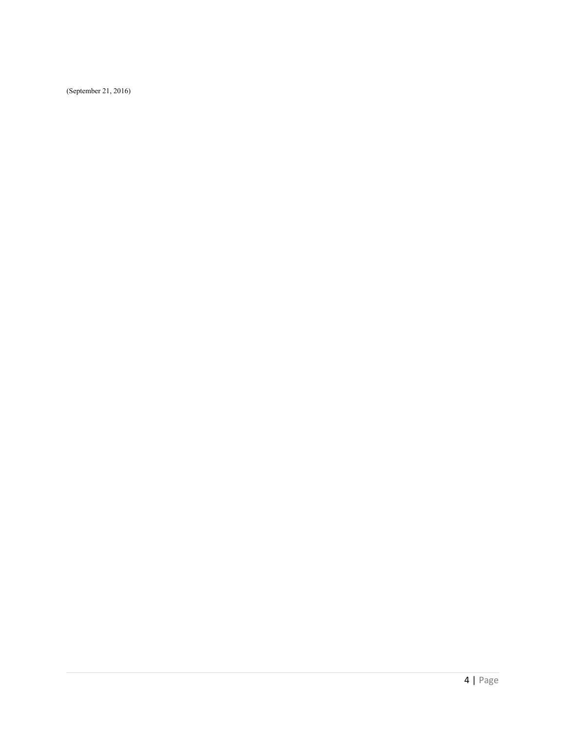(September 21, 2016)